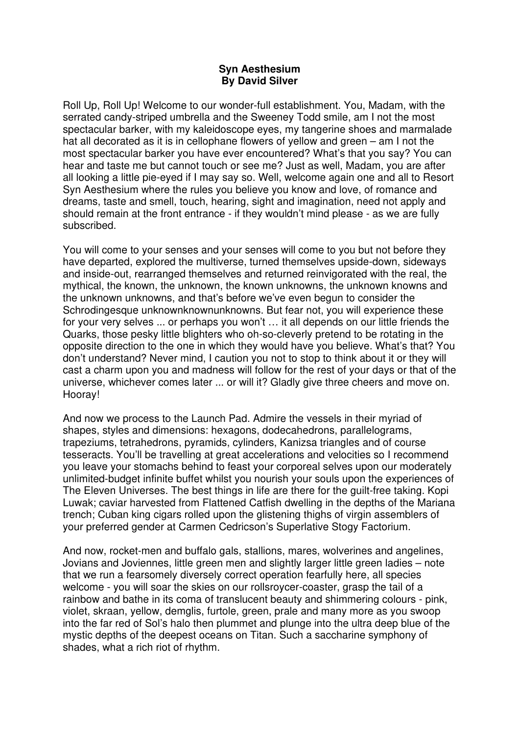**Syn Aesthesium**
**By David Silver**

Roll Up, Roll Up! Welcome to our wonder-full establishment. You, Madam, with the serrated candy-striped umbrella and the Sweeney Todd smile, am I not the most spectacular barker, with my kaleidoscope eyes, my tangerine shoes and marmalade hat all decorated as it is in cellophane flowers of yellow and green – am I not the most spectacular barker you have ever encountered? What's that you say? You can hear and taste me but cannot touch or see me? Just as well, Madam, you are after all looking a little pie-eyed if I may say so. Well, welcome again one and all to Resort Syn Aesthesium where the rules you believe you know and love, of romance and dreams, taste and smell, touch, hearing, sight and imagination, need not apply and should remain at the front entrance - if they wouldn't mind please - as we are fully subscribed.

You will come to your senses and your senses will come to you but not before they have departed, explored the multiverse, turned themselves upside-down, sideways and inside-out, rearranged themselves and returned reinvigorated with the real, the mythical, the known, the unknown, the known unknowns, the unknown knowns and the unknown unknowns, and that's before we've even begun to consider the Schrodingesque unknownknownunknowns. But fear not, you will experience these for your very selves ... or perhaps you won't … it all depends on our little friends the Quarks, those pesky little blighters who oh-so-cleverly pretend to be rotating in the opposite direction to the one in which they would have you believe. What's that? You don't understand? Never mind, I caution you not to stop to think about it or they will cast a charm upon you and madness will follow for the rest of your days or that of the universe, whichever comes later ... or will it? Gladly give three cheers and move on. Hooray!

And now we process to the Launch Pad. Admire the vessels in their myriad of shapes, styles and dimensions: hexagons, dodecahedrons, parallelograms, trapeziums, tetrahedrons, pyramids, cylinders, Kanizsa triangles and of course tesseracts. You'll be travelling at great accelerations and velocities so I recommend you leave your stomachs behind to feast your corporeal selves upon our moderately unlimited-budget infinite buffet whilst you nourish your souls upon the experiences of The Eleven Universes. The best things in life are there for the guilt-free taking. Kopi Luwak; caviar harvested from Flattened Catfish dwelling in the depths of the Mariana trench; Cuban king cigars rolled upon the glistening thighs of virgin assemblers of your preferred gender at Carmen Cedricson's Superlative Stogy Factorium.

And now, rocket-men and buffalo gals, stallions, mares, wolverines and angelines, Jovians and Joviennes, little green men and slightly larger little green ladies – note that we run a fearsomely diversely correct operation fearfully here, all species welcome - you will soar the skies on our rollsroycer-coaster, grasp the tail of a rainbow and bathe in its coma of translucent beauty and shimmering colours - pink, violet, skraan, yellow, demglis, furtole, green, prale and many more as you swoop into the far red of Sol's halo then plummet and plunge into the ultra deep blue of the mystic depths of the deepest oceans on Titan. Such a saccharine symphony of shades, what a rich riot of rhythm.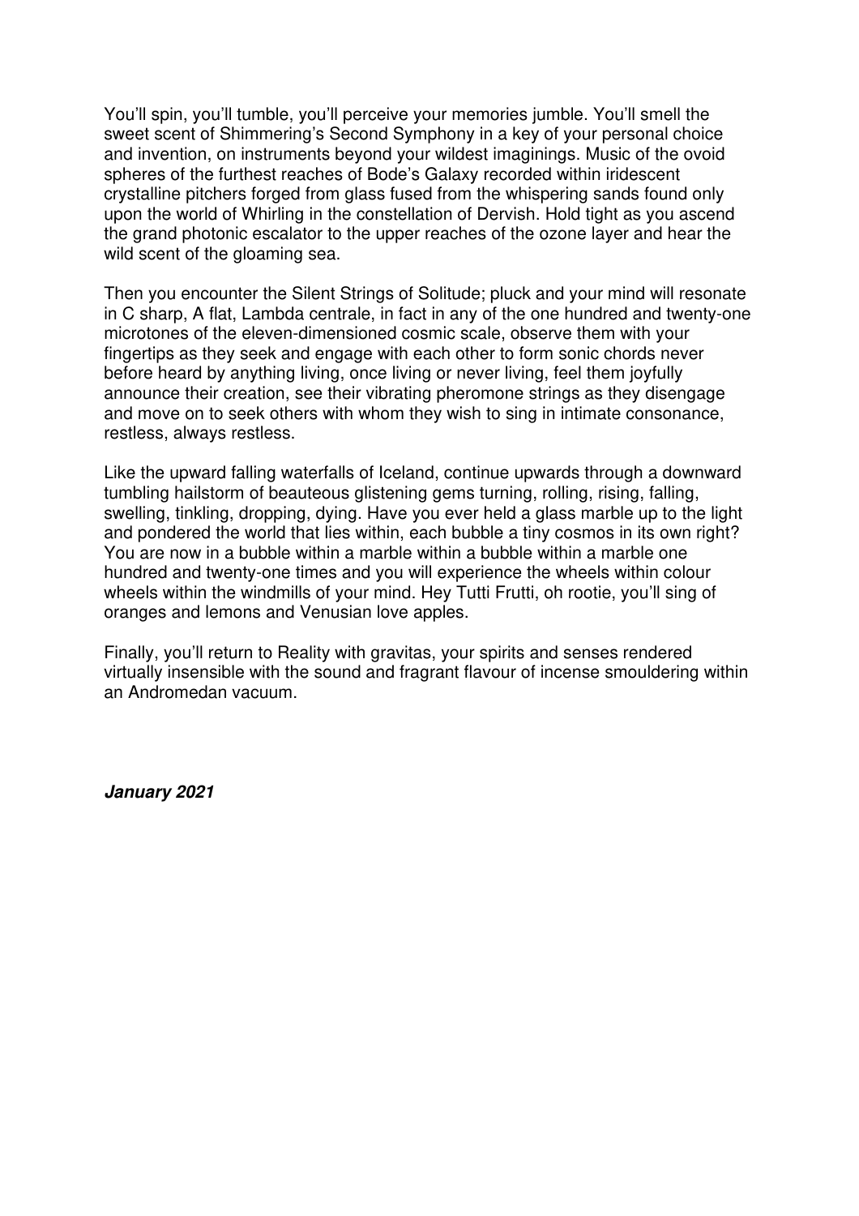You'll spin, you'll tumble, you'll perceive your memories jumble. You'll smell the sweet scent of Shimmering's Second Symphony in a key of your personal choice and invention, on instruments beyond your wildest imaginings. Music of the ovoid spheres of the furthest reaches of Bode's Galaxy recorded within iridescent crystalline pitchers forged from glass fused from the whispering sands found only upon the world of Whirling in the constellation of Dervish. Hold tight as you ascend the grand photonic escalator to the upper reaches of the ozone layer and hear the wild scent of the gloaming sea.

Then you encounter the Silent Strings of Solitude; pluck and your mind will resonate in C sharp, A flat, Lambda centrale, in fact in any of the one hundred and twenty-one microtones of the eleven-dimensioned cosmic scale, observe them with your fingertips as they seek and engage with each other to form sonic chords never before heard by anything living, once living or never living, feel them joyfully announce their creation, see their vibrating pheromone strings as they disengage and move on to seek others with whom they wish to sing in intimate consonance, restless, always restless.

Like the upward falling waterfalls of Iceland, continue upwards through a downward tumbling hailstorm of beauteous glistening gems turning, rolling, rising, falling, swelling, tinkling, dropping, dying. Have you ever held a glass marble up to the light and pondered the world that lies within, each bubble a tiny cosmos in its own right? You are now in a bubble within a marble within a bubble within a marble one hundred and twenty-one times and you will experience the wheels within colour wheels within the windmills of your mind. Hey Tutti Frutti, oh rootie, you'll sing of oranges and lemons and Venusian love apples.

Finally, you'll return to Reality with gravitas, your spirits and senses rendered virtually insensible with the sound and fragrant flavour of incense smouldering within an Andromedan vacuum.

***January 2021***